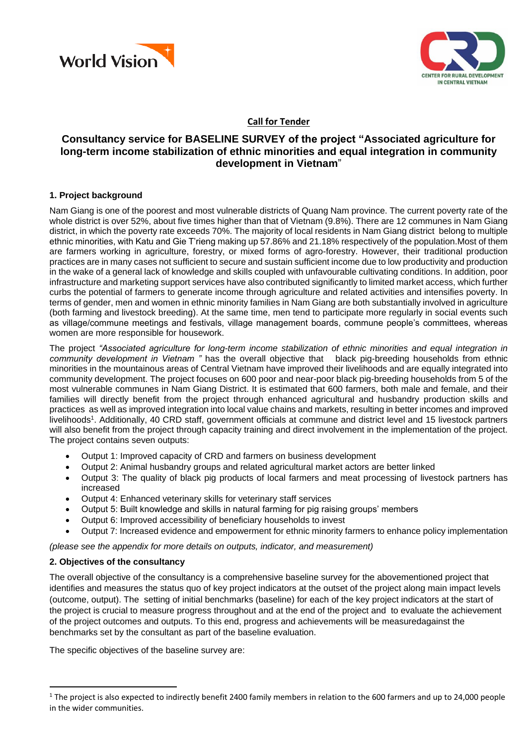World Vision

CENTER FOR RURAL DEVELOPMENT IN CENTRAL VIETNAM

**Call for Tender**

# Consultancy service for BASELINE SURVEY of the project "Associated agriculture for long-term income stabilization of ethnic minorities and equal integration in community development in Vietnam"

### 1. Project background

Nam Giang is one of the poorest and most vulnerable districts of Quang Nam province. The current poverty rate of the whole district is over 52%, about five times higher than that of Vietnam (9.8%). There are 12 communes in Nam Giang district, in which the poverty rate exceeds 70%. The majority of local residents in Nam Giang district belong to multiple ethnic minorities, with Katu and Gie T'rieng making up 57.86% and 21.18% respectively of the population.Most of them are farmers working in agriculture, forestry, or mixed forms of agro-forestry. However, their traditional production practices are in many cases not sufficient to secure and sustain sufficient income due to low productivity and production in the wake of a general lack of knowledge and skills coupled with unfavourable cultivating conditions. In addition, poor infrastructure and marketing support services have also contributed significantly to limited market access, which further curbs the potential of farmers to generate income through agriculture and related activities and intensifies poverty. In terms of gender, men and women in ethnic minority families in Nam Giang are both substantially involved in agriculture (both farming and livestock breeding). At the same time, men tend to participate more regularly in social events such as village/commune meetings and festivals, village management boards, commune people's committees, whereas women are more responsible for housework.

The project *"Associated agriculture for long-term income stabilization of ethnic minorities and equal integration in community development in Vietnam "* has the overall objective that black pig-breeding households from ethnic minorities in the mountainous areas of Central Vietnam have improved their livelihoods and are equally integrated into community development. The project focuses on 600 poor and near-poor black pig-breeding households from 5 of the most vulnerable communes in Nam Giang District. It is estimated that 600 farmers, both male and female, and their families will directly benefit from the project through enhanced agricultural and husbandry production skills and practices as well as improved integration into local value chains and markets, resulting in better incomes and improved livelihoods[1]. Additionally, 40 CRD staff, government officials at commune and district level and 15 livestock partners will also benefit from the project through capacity training and direct involvement in the implementation of the project. The project contains seven outputs:

- Output 1: Improved capacity of CRD and farmers on business development
- Output 2: Animal husbandry groups and related agricultural market actors are better linked
- Output 3: The quality of black pig products of local farmers and meat processing of livestock partners has increased
- Output 4: Enhanced veterinary skills for veterinary staff services
- Output 5: Built knowledge and skills in natural farming for pig raising groups' members
- Output 6: Improved accessibility of beneficiary households to invest
- Output 7: Increased evidence and empowerment for ethnic minority farmers to enhance policy implementation

*(please see the appendix for more details on outputs, indicator, and measurement)*

### 2. Objectives of the consultancy

The overall objective of the consultancy is a comprehensive baseline survey for the abovementioned project that identifies and measures the status quo of key project indicators at the outset of the project along main impact levels (outcome, output). The setting of initial benchmarks (baseline) for each of the key project indicators at the start of the project is crucial to measure progress throughout and at the end of the project and to evaluate the achievement of the project outcomes and outputs. To this end, progress and achievements will be measuredagainst the benchmarks set by the consultant as part of the baseline evaluation.

The specific objectives of the baseline survey are:

[1] The project is also expected to indirectly benefit 2400 family members in relation to the 600 farmers and up to 24,000 people in the wider communities.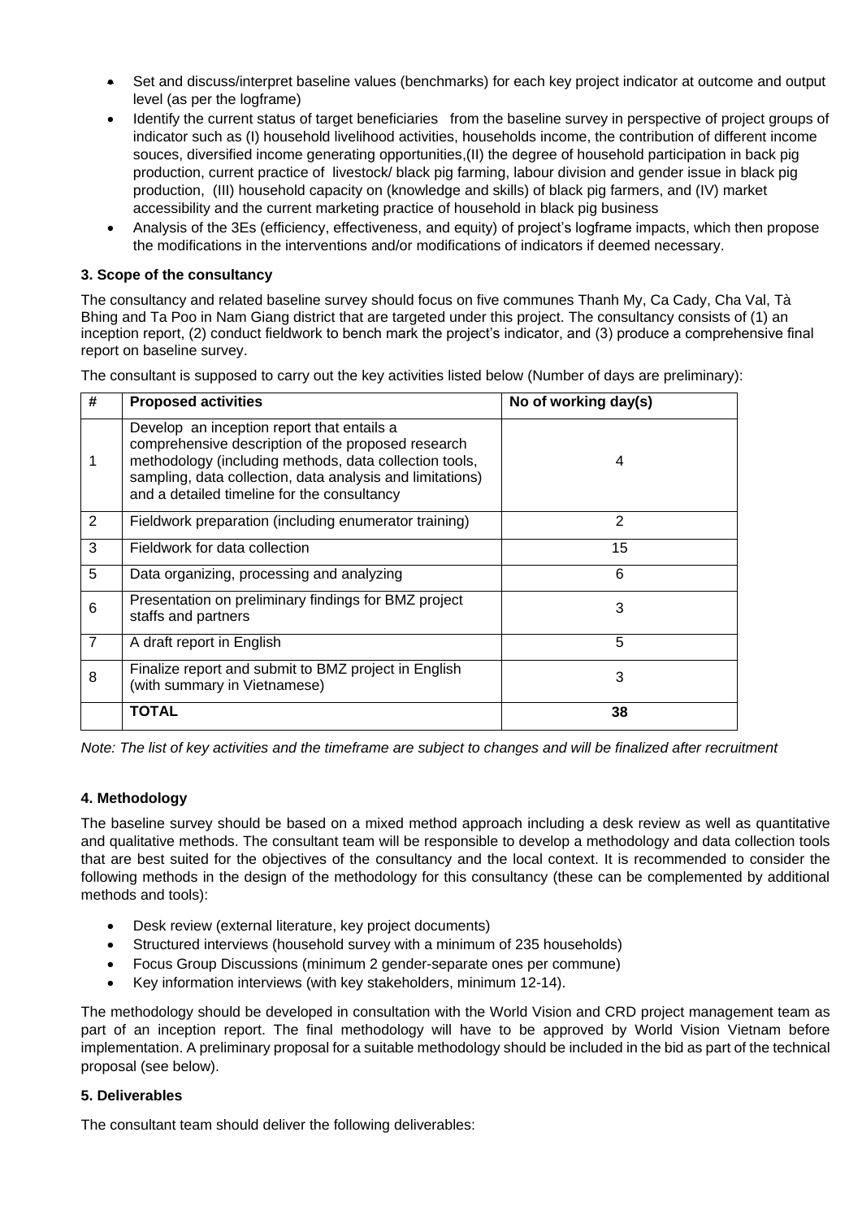- Set and discuss/interpret baseline values (benchmarks) for each key project indicator at outcome and output level (as per the logframe)
- Identify the current status of target beneficiaries  from the baseline survey in perspective of project groups of indicator such as (I) household livelihood activities, households income, the contribution of different income souces, diversified income generating opportunities,(II) the degree of household participation in back pig production, current practice of  livestock/ black pig farming, labour division and gender issue in black pig production,  (III) household capacity on (knowledge and skills) of black pig farmers, and (IV) market accessibility and the current marketing practice of household in black pig business
- Analysis of the 3Es (efficiency, effectiveness, and equity) of project's logframe impacts, which then propose the modifications in the interventions and/or modifications of indicators if deemed necessary.

### 3. Scope of the consultancy

The consultancy and related baseline survey should focus on five communes Thanh My, Ca Cady, Cha Val, Tà Bhing and Ta Poo in Nam Giang district that are targeted under this project. The consultancy consists of (1) an inception report, (2) conduct fieldwork to bench mark the project's indicator, and (3) produce a comprehensive final report on baseline survey.

The consultant is supposed to carry out the key activities listed below (Number of days are preliminary):

| # | Proposed activities | No of working day(s) |
|---|---|---|
| 1 | Develop  an inception report that entails a comprehensive description of the proposed research methodology (including methods, data collection tools, sampling, data collection, data analysis and limitations) and a detailed timeline for the consultancy | 4 |
| 2 | Fieldwork preparation (including enumerator training) | 2 |
| 3 | Fieldwork for data collection | 15 |
| 5 | Data organizing, processing and analyzing | 6 |
| 6 | Presentation on preliminary findings for BMZ project staffs and partners | 3 |
| 7 | A draft report in English | 5 |
| 8 | Finalize report and submit to BMZ project in English (with summary in Vietnamese) | 3 |
| | **TOTAL** | **38** |

*Note: The list of key activities and the timeframe are subject to changes and will be finalized after recruitment*

### 4. Methodology

The baseline survey should be based on a mixed method approach including a desk review as well as quantitative and qualitative methods. The consultant team will be responsible to develop a methodology and data collection tools that are best suited for the objectives of the consultancy and the local context. It is recommended to consider the following methods in the design of the methodology for this consultancy (these can be complemented by additional methods and tools):

- Desk review (external literature, key project documents)
- Structured interviews (household survey with a minimum of 235 households)
- Focus Group Discussions (minimum 2 gender-separate ones per commune)
- Key information interviews (with key stakeholders, minimum 12-14).

The methodology should be developed in consultation with the World Vision and CRD project management team as part of an inception report. The final methodology will have to be approved by World Vision Vietnam before implementation. A preliminary proposal for a suitable methodology should be included in the bid as part of the technical proposal (see below).

### 5. Deliverables

The consultant team should deliver the following deliverables: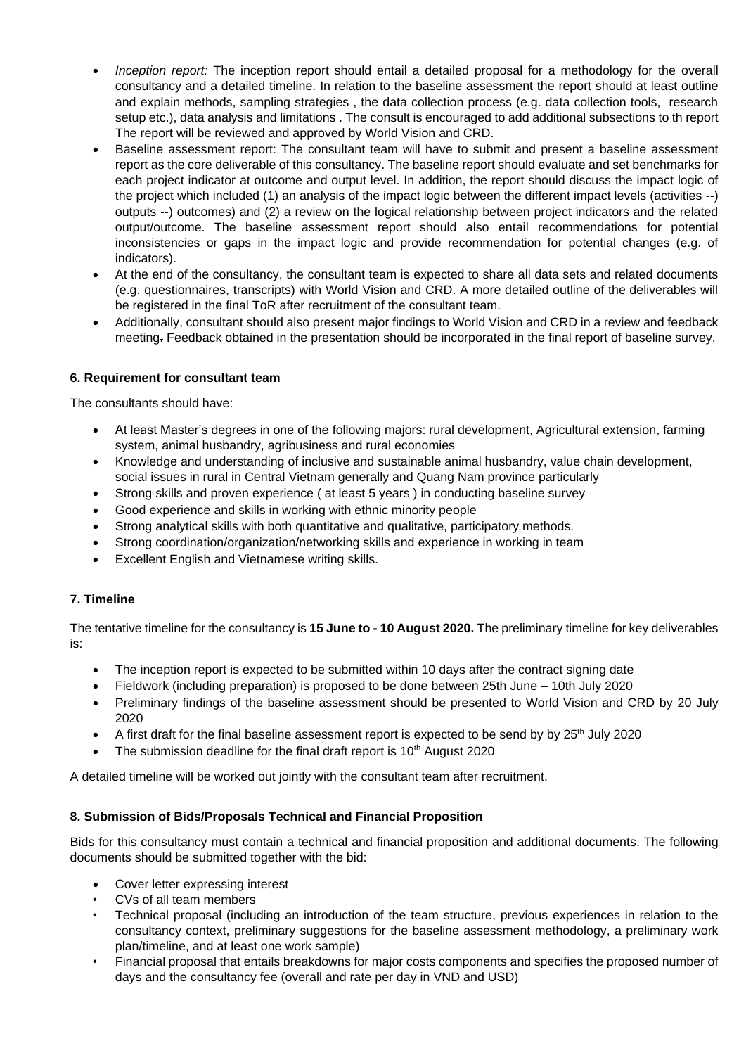- *Inception report:* The inception report should entail a detailed proposal for a methodology for the overall consultancy and a detailed timeline. In relation to the baseline assessment the report should at least outline and explain methods, sampling strategies , the data collection process (e.g. data collection tools, research setup etc.), data analysis and limitations . The consult is encouraged to add additional subsections to th report The report will be reviewed and approved by World Vision and CRD.
- Baseline assessment report: The consultant team will have to submit and present a baseline assessment report as the core deliverable of this consultancy. The baseline report should evaluate and set benchmarks for each project indicator at outcome and output level. In addition, the report should discuss the impact logic of the project which included (1) an analysis of the impact logic between the different impact levels (activities --) outputs --) outcomes) and (2) a review on the logical relationship between project indicators and the related output/outcome. The baseline assessment report should also entail recommendations for potential inconsistencies or gaps in the impact logic and provide recommendation for potential changes (e.g. of indicators).
- At the end of the consultancy, the consultant team is expected to share all data sets and related documents (e.g. questionnaires, transcripts) with World Vision and CRD. A more detailed outline of the deliverables will be registered in the final ToR after recruitment of the consultant team.
- Additionally, consultant should also present major findings to World Vision and CRD in a review and feedback meeting. Feedback obtained in the presentation should be incorporated in the final report of baseline survey.

### 6. Requirement for consultant team

The consultants should have:

- At least Master's degrees in one of the following majors: rural development, Agricultural extension, farming system, animal husbandry, agribusiness and rural economies
- Knowledge and understanding of inclusive and sustainable animal husbandry, value chain development, social issues in rural in Central Vietnam generally and Quang Nam province particularly
- Strong skills and proven experience ( at least 5 years ) in conducting baseline survey
- Good experience and skills in working with ethnic minority people
- Strong analytical skills with both quantitative and qualitative, participatory methods.
- Strong coordination/organization/networking skills and experience in working in team
- Excellent English and Vietnamese writing skills.

### 7. Timeline

The tentative timeline for the consultancy is **15 June to - 10 August 2020.** The preliminary timeline for key deliverables is:

- The inception report is expected to be submitted within 10 days after the contract signing date
- Fieldwork (including preparation) is proposed to be done between 25th June – 10th July 2020
- Preliminary findings of the baseline assessment should be presented to World Vision and CRD by 20 July 2020
- A first draft for the final baseline assessment report is expected to be send by by 25th July 2020
- The submission deadline for the final draft report is 10th August 2020

A detailed timeline will be worked out jointly with the consultant team after recruitment.

### 8. Submission of Bids/Proposals Technical and Financial Proposition

Bids for this consultancy must contain a technical and financial proposition and additional documents. The following documents should be submitted together with the bid:

- Cover letter expressing interest
- CVs of all team members
- Technical proposal (including an introduction of the team structure, previous experiences in relation to the consultancy context, preliminary suggestions for the baseline assessment methodology, a preliminary work plan/timeline, and at least one work sample)
- Financial proposal that entails breakdowns for major costs components and specifies the proposed number of days and the consultancy fee (overall and rate per day in VND and USD)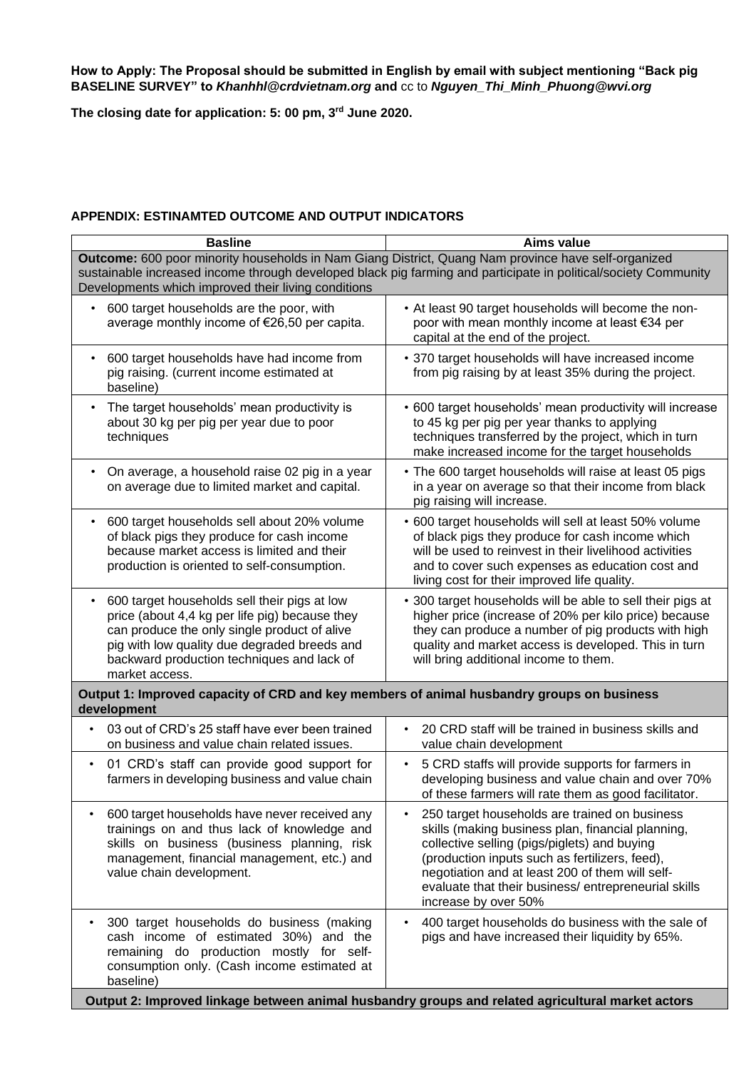**How to Apply: The Proposal should be submitted in English by email with subject mentioning "Back pig BASELINE SURVEY" to *Khanhhl@crdvietnam.org* and** cc to ***Nguyen_Thi_Minh_Phuong@wvi.org***

**The closing date for application: 5: 00 pm, 3rd June 2020.**

**APPENDIX: ESTINAMTED OUTCOME AND OUTPUT INDICATORS**

| **Basline** | **Aims value** |
|---|---|
| **Outcome:** 600 poor minority households in Nam Giang District, Quang Nam province have self-organized sustainable increased income through developed black pig farming and participate in political/society Community Developments which improved their living conditions | |
| • 600 target households are the poor, with average monthly income of €26,50 per capita. | • At least 90 target households will become the non-poor with mean monthly income at least €34 per capital at the end of the project. |
| • 600 target households have had income from pig raising. (current income estimated at baseline) | • 370 target households will have increased income from pig raising by at least 35% during the project. |
| • The target households' mean productivity is about 30 kg per pig per year due to poor techniques | • 600 target households' mean productivity will increase to 45 kg per pig per year thanks to applying techniques transferred by the project, which in turn make increased income for the target households |
| • On average, a household raise 02 pig in a year on average due to limited market and capital. | • The 600 target households will raise at least 05 pigs in a year on average so that their income from black pig raising will increase. |
| • 600 target households sell about 20% volume of black pigs they produce for cash income because market access is limited and their production is oriented to self-consumption. | • 600 target households will sell at least 50% volume of black pigs they produce for cash income which will be used to reinvest in their livelihood activities and to cover such expenses as education cost and living cost for their improved life quality. |
| • 600 target households sell their pigs at low price (about 4,4 kg per life pig) because they can produce the only single product of alive pig with low quality due degraded breeds and backward production techniques and lack of market access. | • 300 target households will be able to sell their pigs at higher price (increase of 20% per kilo price) because they can produce a number of pig products with high quality and market access is developed. This in turn will bring additional income to them. |
| **Output 1: Improved capacity of CRD and key members of animal husbandry groups on business development** | |
| • 03 out of CRD's 25 staff have ever been trained on business and value chain related issues. | • 20 CRD staff will be trained in business skills and value chain development |
| • 01 CRD's staff can provide good support for farmers in developing business and value chain | • 5 CRD staffs will provide supports for farmers in developing business and value chain and over 70% of these farmers will rate them as good facilitator. |
| • 600 target households have never received any trainings on and thus lack of knowledge and skills on business (business planning, risk management, financial management, etc.) and value chain development. | • 250 target households are trained on business skills (making business plan, financial planning, collective selling (pigs/piglets) and buying (production inputs such as fertilizers, feed), negotiation and at least 200 of them will self-evaluate that their business/ entrepreneurial skills increase by over 50% |
| • 300 target households do business (making cash income of estimated 30%) and the remaining do production mostly for self-consumption only. (Cash income estimated at baseline) | • 400 target households do business with the sale of pigs and have increased their liquidity by 65%. |
| **Output 2: Improved linkage between animal husbandry groups and related agricultural market actors** | |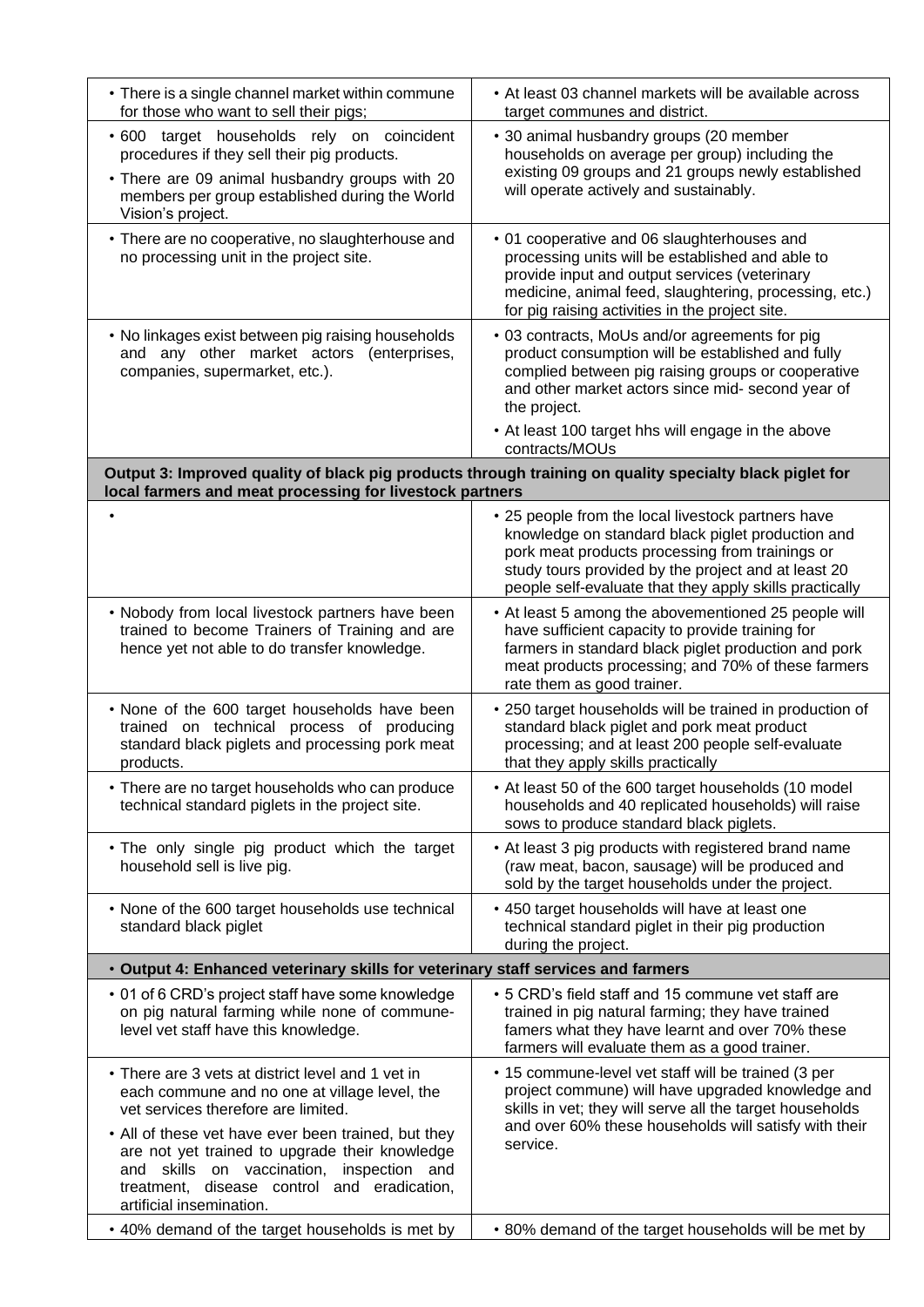| | |
|---|---|
| • There is a single channel market within commune for those who want to sell their pigs; | • At least 03 channel markets will be available across target communes and district. |
| • 600 target households rely on coincident procedures if they sell their pig products.<br>• There are 09 animal husbandry groups with 20 members per group established during the World Vision's project. | • 30 animal husbandry groups (20 member households on average per group) including the existing 09 groups and 21 groups newly established will operate actively and sustainably. |
| • There are no cooperative, no slaughterhouse and no processing unit in the project site. | • 01 cooperative and 06 slaughterhouses and processing units will be established and able to provide input and output services (veterinary medicine, animal feed, slaughtering, processing, etc.) for pig raising activities in the project site. |
| • No linkages exist between pig raising households and any other market actors (enterprises, companies, supermarket, etc.). | • 03 contracts, MoUs and/or agreements for pig product consumption will be established and fully complied between pig raising groups or cooperative and other market actors since mid- second year of the project.<br>• At least 100 target hhs will engage in the above contracts/MOUs |
| **Output 3: Improved quality of black pig products through training on quality specialty black piglet for local farmers and meat processing for livestock partners** | |
| • | • 25 people from the local livestock partners have knowledge on standard black piglet production and pork meat products processing from trainings or study tours provided by the project and at least 20 people self-evaluate that they apply skills practically |
| • Nobody from local livestock partners have been trained to become Trainers of Training and are hence yet not able to do transfer knowledge. | • At least 5 among the abovementioned 25 people will have sufficient capacity to provide training for farmers in standard black piglet production and pork meat products processing; and 70% of these farmers rate them as good trainer. |
| • None of the 600 target households have been trained on technical process of producing standard black piglets and processing pork meat products. | • 250 target households will be trained in production of standard black piglet and pork meat product processing; and at least 200 people self-evaluate that they apply skills practically |
| • There are no target households who can produce technical standard piglets in the project site. | • At least 50 of the 600 target households (10 model households and 40 replicated households) will raise sows to produce standard black piglets. |
| • The only single pig product which the target household sell is live pig. | • At least 3 pig products with registered brand name (raw meat, bacon, sausage) will be produced and sold by the target households under the project. |
| • None of the 600 target households use technical standard black piglet | • 450 target households will have at least one technical standard piglet in their pig production during the project. |
| • **Output 4: Enhanced veterinary skills for veterinary staff services and farmers** | |
| • 01 of 6 CRD's project staff have some knowledge on pig natural farming while none of commune-level vet staff have this knowledge. | • 5 CRD's field staff and 15 commune vet staff are trained in pig natural farming; they have trained famers what they have learnt and over 70% these farmers will evaluate them as a good trainer. |
| • There are 3 vets at district level and 1 vet in each commune and no one at village level, the vet services therefore are limited.<br>• All of these vet have ever been trained, but they are not yet trained to upgrade their knowledge and skills on vaccination, inspection and treatment, disease control and eradication, artificial insemination. | • 15 commune-level vet staff will be trained (3 per project commune) will have upgraded knowledge and skills in vet; they will serve all the target households and over 60% these households will satisfy with their service. |
| • 40% demand of the target households is met by | • 80% demand of the target households will be met by |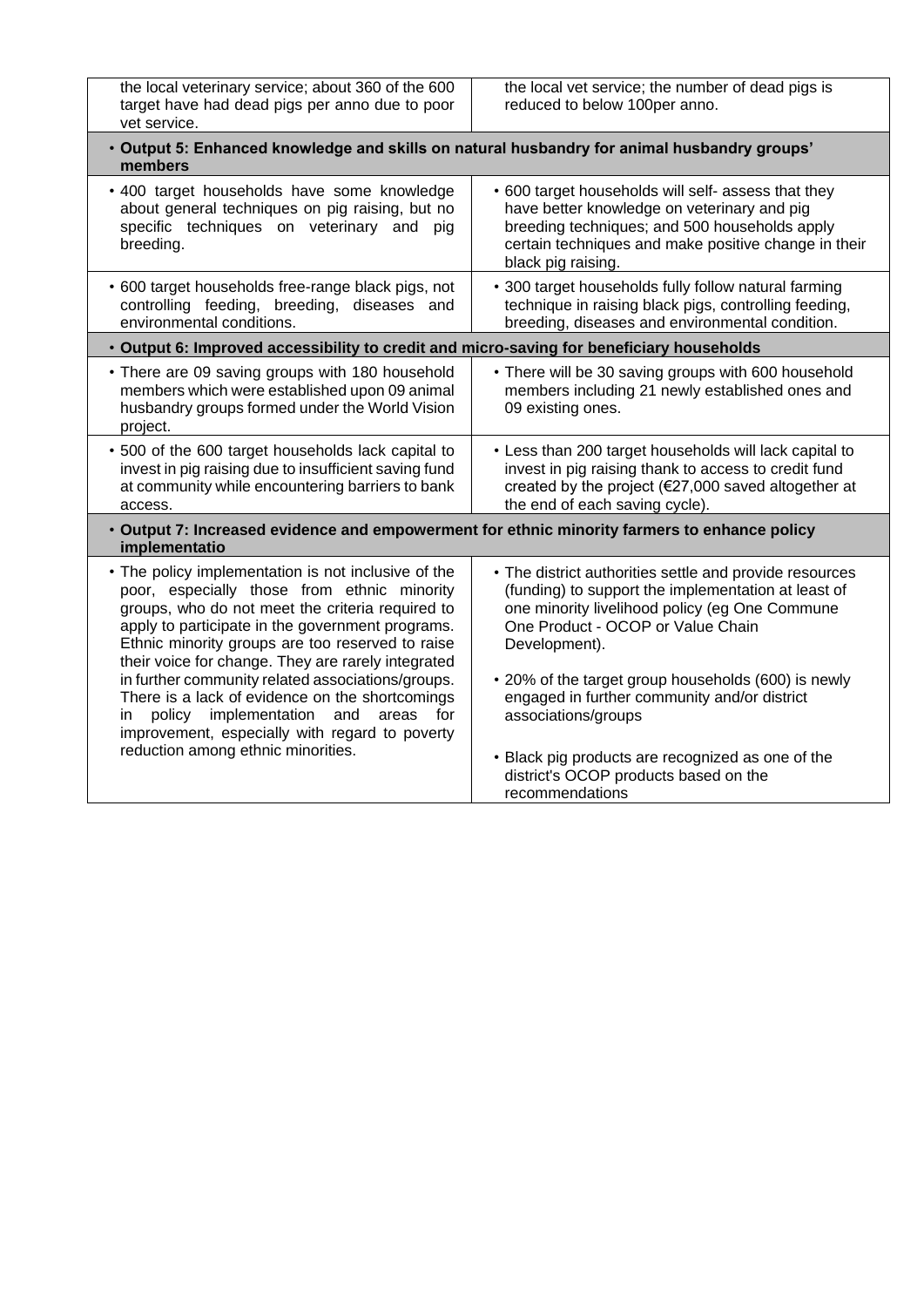| | |
|---|---|
| the local veterinary service; about 360 of the 600 target have had dead pigs per anno due to poor vet service. | the local vet service; the number of dead pigs is reduced to below 100per anno. |
| • **Output 5: Enhanced knowledge and skills on natural husbandry for animal husbandry groups' members** | |
| • 400 target households have some knowledge about general techniques on pig raising, but no specific techniques on veterinary and pig breeding. | • 600 target households will self- assess that they have better knowledge on veterinary and pig breeding techniques; and 500 households apply certain techniques and make positive change in their black pig raising. |
| • 600 target households free-range black pigs, not controlling feeding, breeding, diseases and environmental conditions. | • 300 target households fully follow natural farming technique in raising black pigs, controlling feeding, breeding, diseases and environmental condition. |
| • **Output 6: Improved accessibility to credit and micro-saving for beneficiary households** | |
| • There are 09 saving groups with 180 household members which were established upon 09 animal husbandry groups formed under the World Vision project. | • There will be 30 saving groups with 600 household members including 21 newly established ones and 09 existing ones. |
| • 500 of the 600 target households lack capital to invest in pig raising due to insufficient saving fund at community while encountering barriers to bank access. | • Less than 200 target households will lack capital to invest in pig raising thank to access to credit fund created by the project (€27,000 saved altogether at the end of each saving cycle). |
| • **Output 7: Increased evidence and empowerment for ethnic minority farmers to enhance policy implementatio** | |
| • The policy implementation is not inclusive of the poor, especially those from ethnic minority groups, who do not meet the criteria required to apply to participate in the government programs. Ethnic minority groups are too reserved to raise their voice for change. They are rarely integrated in further community related associations/groups. There is a lack of evidence on the shortcomings in policy implementation and areas for improvement, especially with regard to poverty reduction among ethnic minorities. | • The district authorities settle and provide resources (funding) to support the implementation at least of one minority livelihood policy (eg One Commune One Product - OCOP or Value Chain Development).<br><br>• 20% of the target group households (600) is newly engaged in further community and/or district associations/groups<br><br>• Black pig products are recognized as one of the district's OCOP products based on the recommendations |